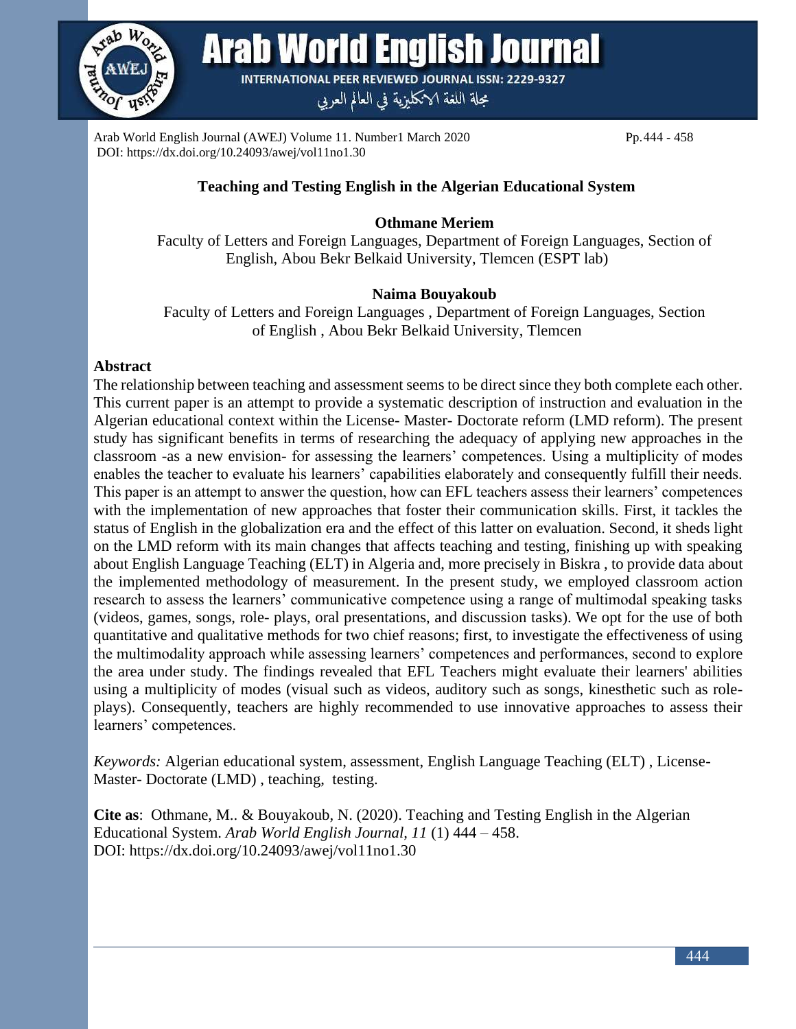Arab World English Journal (AWEJ) Volume 11. Number1 March 2020 Pp.444 - 458
DOI: https://dx.doi.org/10.24093/awej/vol11no1.30

# Teaching and Testing English in the Algerian Educational System

**Othmane Meriem**
Faculty of Letters and Foreign Languages, Department of Foreign Languages, Section of English, Abou Bekr Belkaid University, Tlemcen (ESPT lab)

**Naima Bouyakoub**
Faculty of Letters and Foreign Languages , Department of Foreign Languages, Section of English , Abou Bekr Belkaid University, Tlemcen

## Abstract

The relationship between teaching and assessment seems to be direct since they both complete each other. This current paper is an attempt to provide a systematic description of instruction and evaluation in the Algerian educational context within the License- Master- Doctorate reform (LMD reform). The present study has significant benefits in terms of researching the adequacy of applying new approaches in the classroom -as a new envision- for assessing the learners' competences. Using a multiplicity of modes enables the teacher to evaluate his learners' capabilities elaborately and consequently fulfill their needs. This paper is an attempt to answer the question, how can EFL teachers assess their learners' competences with the implementation of new approaches that foster their communication skills. First, it tackles the status of English in the globalization era and the effect of this latter on evaluation. Second, it sheds light on the LMD reform with its main changes that affects teaching and testing, finishing up with speaking about English Language Teaching (ELT) in Algeria and, more precisely in Biskra , to provide data about the implemented methodology of measurement. In the present study, we employed classroom action research to assess the learners' communicative competence using a range of multimodal speaking tasks (videos, games, songs, role- plays, oral presentations, and discussion tasks). We opt for the use of both quantitative and qualitative methods for two chief reasons; first, to investigate the effectiveness of using the multimodality approach while assessing learners' competences and performances, second to explore the area under study. The findings revealed that EFL Teachers might evaluate their learners' abilities using a multiplicity of modes (visual such as videos, auditory such as songs, kinesthetic such as role-plays). Consequently, teachers are highly recommended to use innovative approaches to assess their learners' competences.

*Keywords:* Algerian educational system, assessment, English Language Teaching (ELT) , License- Master- Doctorate (LMD) , teaching, testing.

**Cite as**: Othmane, M.. & Bouyakoub, N. (2020). Teaching and Testing English in the Algerian Educational System. *Arab World English Journal, 11* (1) 444 – 458.
DOI: https://dx.doi.org/10.24093/awej/vol11no1.30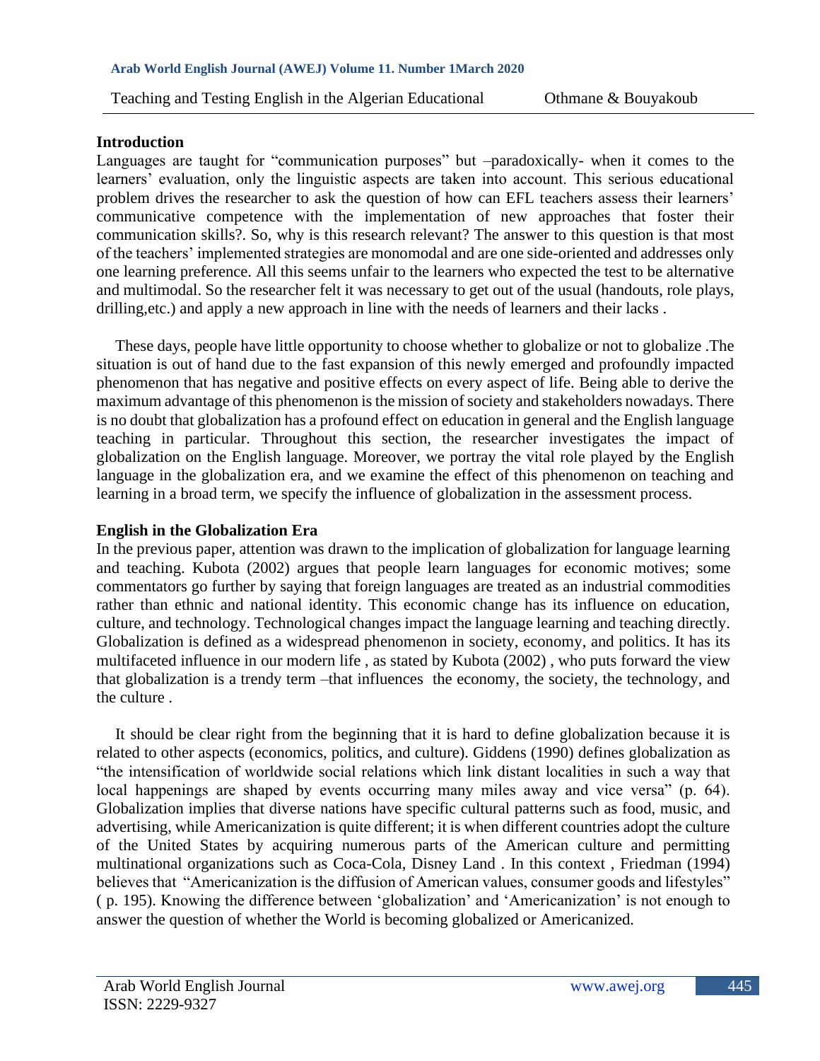## Introduction

Languages are taught for "communication purposes" but –paradoxically- when it comes to the learners' evaluation, only the linguistic aspects are taken into account. This serious educational problem drives the researcher to ask the question of how can EFL teachers assess their learners' communicative competence with the implementation of new approaches that foster their communication skills?. So, why is this research relevant? The answer to this question is that most of the teachers' implemented strategies are monomodal and are one side-oriented and addresses only one learning preference. All this seems unfair to the learners who expected the test to be alternative and multimodal. So the researcher felt it was necessary to get out of the usual (handouts, role plays, drilling,etc.) and apply a new approach in line with the needs of learners and their lacks .

These days, people have little opportunity to choose whether to globalize or not to globalize .The situation is out of hand due to the fast expansion of this newly emerged and profoundly impacted phenomenon that has negative and positive effects on every aspect of life. Being able to derive the maximum advantage of this phenomenon is the mission of society and stakeholders nowadays. There is no doubt that globalization has a profound effect on education in general and the English language teaching in particular. Throughout this section, the researcher investigates the impact of globalization on the English language. Moreover, we portray the vital role played by the English language in the globalization era, and we examine the effect of this phenomenon on teaching and learning in a broad term, we specify the influence of globalization in the assessment process.

## English in the Globalization Era

In the previous paper, attention was drawn to the implication of globalization for language learning and teaching. Kubota (2002) argues that people learn languages for economic motives; some commentators go further by saying that foreign languages are treated as an industrial commodities rather than ethnic and national identity. This economic change has its influence on education, culture, and technology. Technological changes impact the language learning and teaching directly. Globalization is defined as a widespread phenomenon in society, economy, and politics. It has its multifaceted influence in our modern life , as stated by Kubota (2002) , who puts forward the view that globalization is a trendy term –that influences the economy, the society, the technology, and the culture .

It should be clear right from the beginning that it is hard to define globalization because it is related to other aspects (economics, politics, and culture). Giddens (1990) defines globalization as "the intensification of worldwide social relations which link distant localities in such a way that local happenings are shaped by events occurring many miles away and vice versa" (p. 64). Globalization implies that diverse nations have specific cultural patterns such as food, music, and advertising, while Americanization is quite different; it is when different countries adopt the culture of the United States by acquiring numerous parts of the American culture and permitting multinational organizations such as Coca-Cola, Disney Land . In this context , Friedman (1994) believes that "Americanization is the diffusion of American values, consumer goods and lifestyles" ( p. 195). Knowing the difference between 'globalization' and 'Americanization' is not enough to answer the question of whether the World is becoming globalized or Americanized.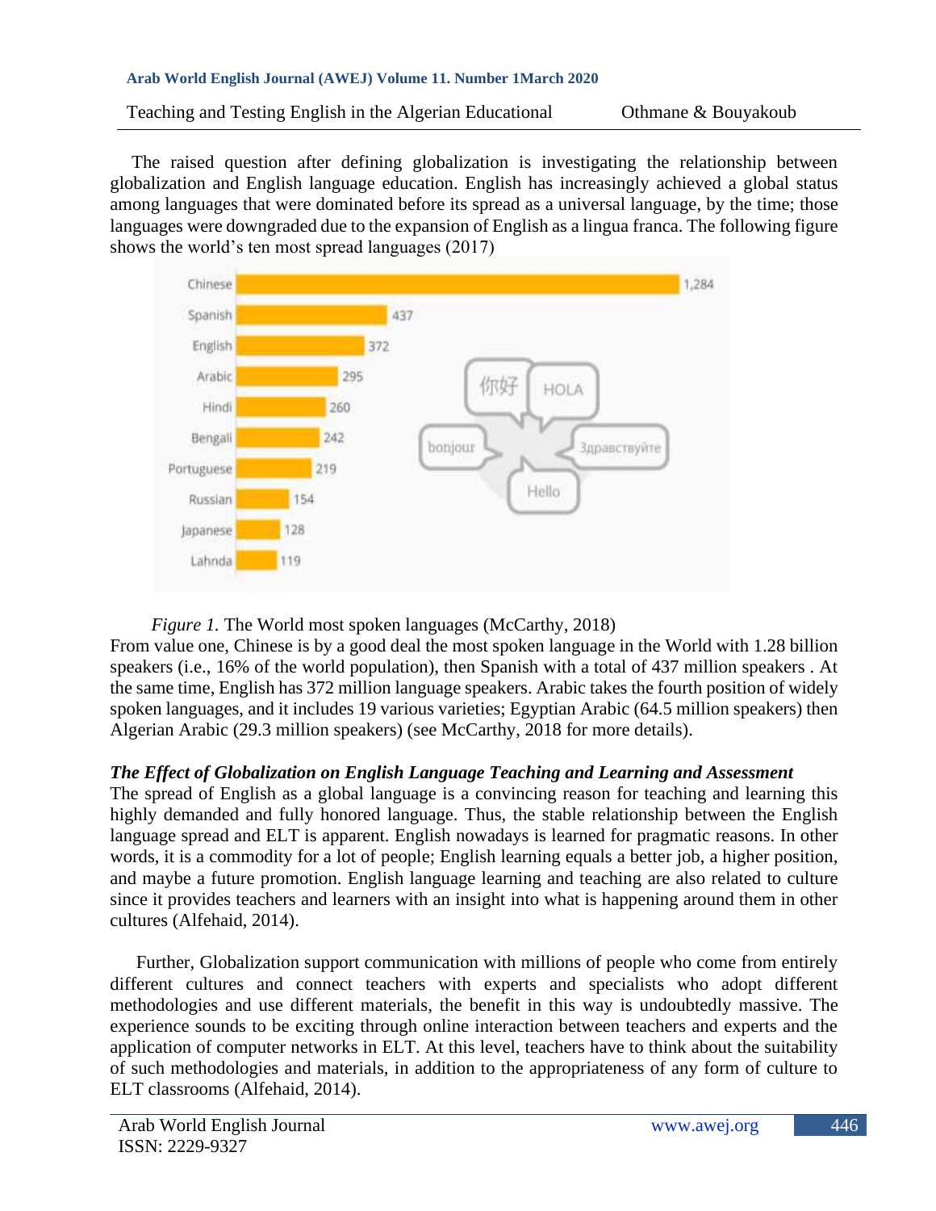The raised question after defining globalization is investigating the relationship between globalization and English language education. English has increasingly achieved a global status among languages that were dominated before its spread as a universal language, by the time; those languages were downgraded due to the expansion of English as a lingua franca. The following figure shows the world's ten most spread languages (2017)

Chinese 1,284
Spanish 437
English 372
Arabic 295
Hindi 260
Bengali 242
Portuguese 219
Russian 154
Japanese 128
Lahnda 119

你好
HOLA
bonjour
Здравствуйте
Hello

*Figure 1.* The World most spoken languages (McCarthy, 2018)

From value one, Chinese is by a good deal the most spoken language in the World with 1.28 billion speakers (i.e., 16% of the world population), then Spanish with a total of 437 million speakers . At the same time, English has 372 million language speakers. Arabic takes the fourth position of widely spoken languages, and it includes 19 various varieties; Egyptian Arabic (64.5 million speakers) then Algerian Arabic (29.3 million speakers) (see McCarthy, 2018 for more details).

### *The Effect of Globalization on English Language Teaching and Learning and Assessment*

The spread of English as a global language is a convincing reason for teaching and learning this highly demanded and fully honored language. Thus, the stable relationship between the English language spread and ELT is apparent. English nowadays is learned for pragmatic reasons. In other words, it is a commodity for a lot of people; English learning equals a better job, a higher position, and maybe a future promotion. English language learning and teaching are also related to culture since it provides teachers and learners with an insight into what is happening around them in other cultures (Alfehaid, 2014).

Further, Globalization support communication with millions of people who come from entirely different cultures and connect teachers with experts and specialists who adopt different methodologies and use different materials, the benefit in this way is undoubtedly massive. The experience sounds to be exciting through online interaction between teachers and experts and the application of computer networks in ELT. At this level, teachers have to think about the suitability of such methodologies and materials, in addition to the appropriateness of any form of culture to ELT classrooms (Alfehaid, 2014).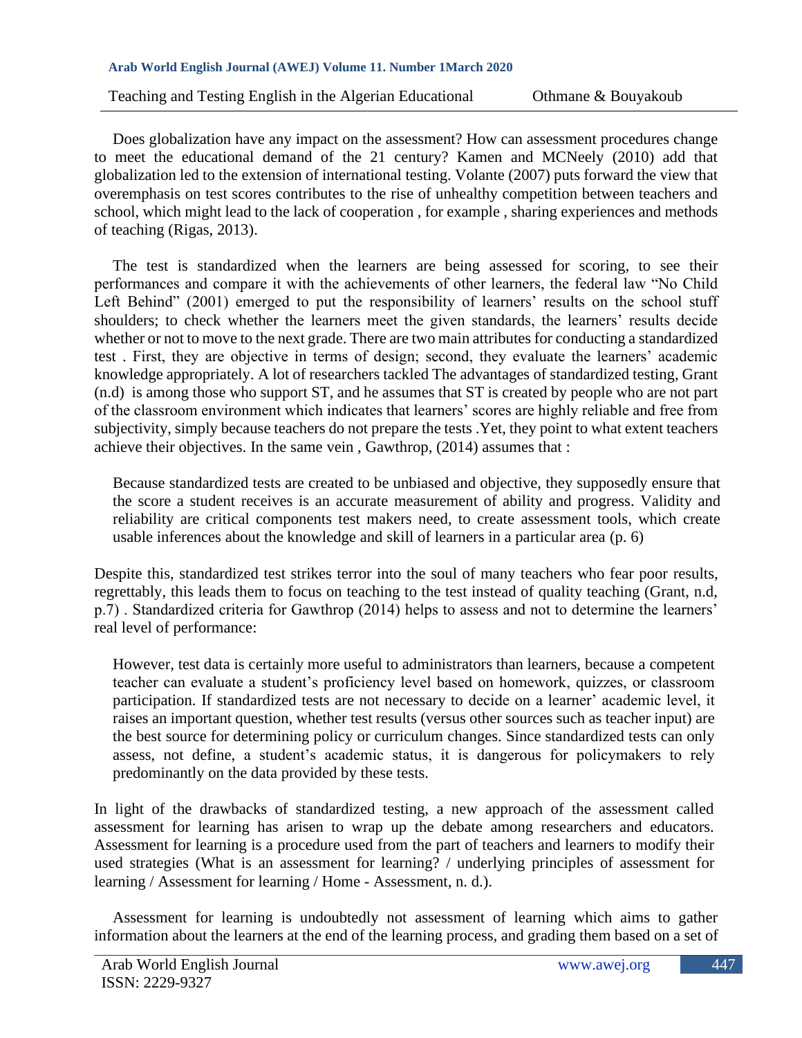Does globalization have any impact on the assessment? How can assessment procedures change to meet the educational demand of the 21 century? Kamen and MCNeely (2010) add that globalization led to the extension of international testing. Volante (2007) puts forward the view that overemphasis on test scores contributes to the rise of unhealthy competition between teachers and school, which might lead to the lack of cooperation , for example , sharing experiences and methods of teaching (Rigas, 2013).

The test is standardized when the learners are being assessed for scoring, to see their performances and compare it with the achievements of other learners, the federal law "No Child Left Behind" (2001) emerged to put the responsibility of learners' results on the school stuff shoulders; to check whether the learners meet the given standards, the learners' results decide whether or not to move to the next grade. There are two main attributes for conducting a standardized test . First, they are objective in terms of design; second, they evaluate the learners' academic knowledge appropriately. A lot of researchers tackled The advantages of standardized testing, Grant (n.d) is among those who support ST, and he assumes that ST is created by people who are not part of the classroom environment which indicates that learners' scores are highly reliable and free from subjectivity, simply because teachers do not prepare the tests .Yet, they point to what extent teachers achieve their objectives. In the same vein , Gawthrop, (2014) assumes that :

> Because standardized tests are created to be unbiased and objective, they supposedly ensure that the score a student receives is an accurate measurement of ability and progress. Validity and reliability are critical components test makers need, to create assessment tools, which create usable inferences about the knowledge and skill of learners in a particular area (p. 6)

Despite this, standardized test strikes terror into the soul of many teachers who fear poor results, regrettably, this leads them to focus on teaching to the test instead of quality teaching (Grant, n.d, p.7) . Standardized criteria for Gawthrop (2014) helps to assess and not to determine the learners' real level of performance:

> However, test data is certainly more useful to administrators than learners, because a competent teacher can evaluate a student's proficiency level based on homework, quizzes, or classroom participation. If standardized tests are not necessary to decide on a learner' academic level, it raises an important question, whether test results (versus other sources such as teacher input) are the best source for determining policy or curriculum changes. Since standardized tests can only assess, not define, a student's academic status, it is dangerous for policymakers to rely predominantly on the data provided by these tests.

In light of the drawbacks of standardized testing, a new approach of the assessment called assessment for learning has arisen to wrap up the debate among researchers and educators. Assessment for learning is a procedure used from the part of teachers and learners to modify their used strategies (What is an assessment for learning? / underlying principles of assessment for learning / Assessment for learning / Home - Assessment, n. d.).

Assessment for learning is undoubtedly not assessment of learning which aims to gather information about the learners at the end of the learning process, and grading them based on a set of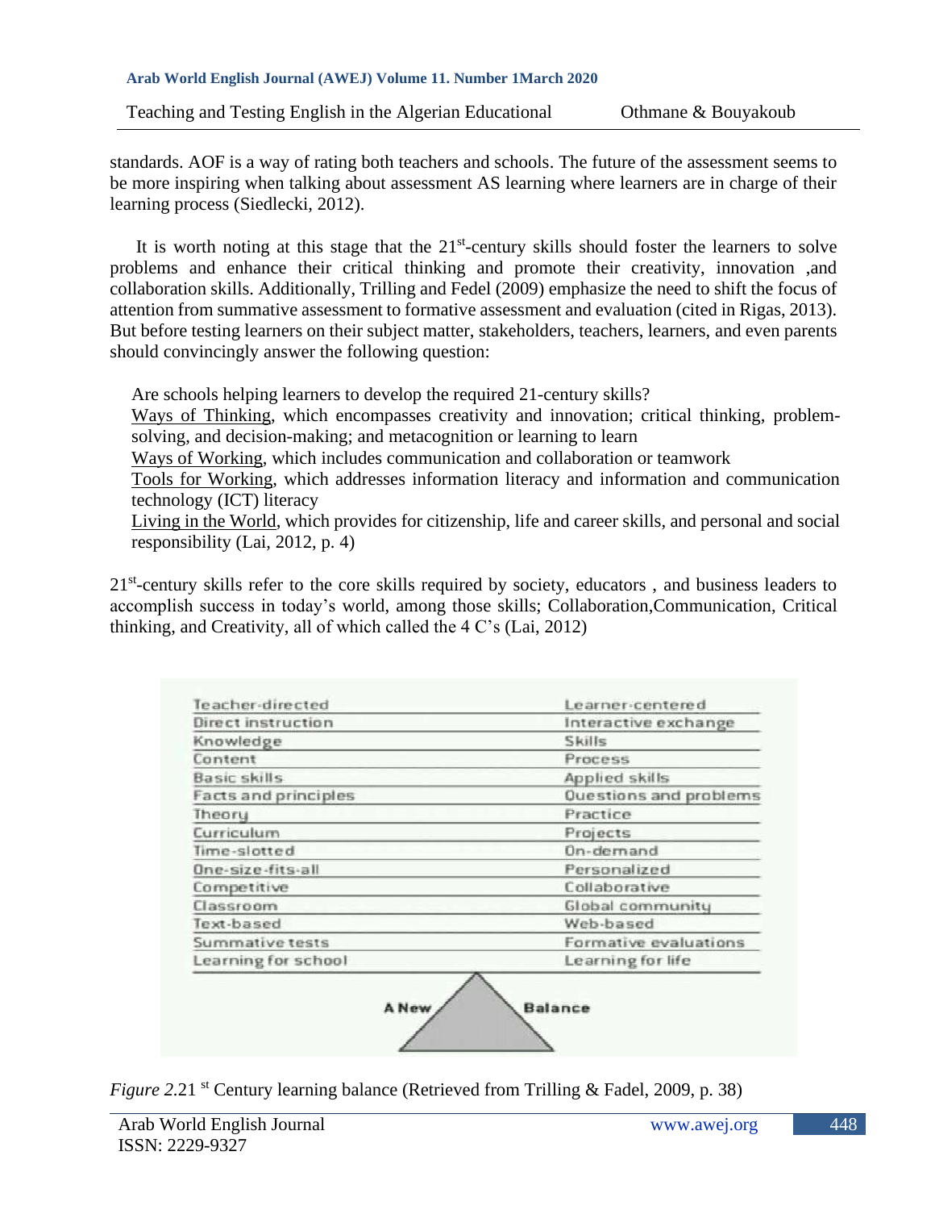standards. AOF is a way of rating both teachers and schools. The future of the assessment seems to be more inspiring when talking about assessment AS learning where learners are in charge of their learning process (Siedlecki, 2012).

It is worth noting at this stage that the 21st-century skills should foster the learners to solve problems and enhance their critical thinking and promote their creativity, innovation ,and collaboration skills. Additionally, Trilling and Fedel (2009) emphasize the need to shift the focus of attention from summative assessment to formative assessment and evaluation (cited in Rigas, 2013). But before testing learners on their subject matter, stakeholders, teachers, learners, and even parents should convincingly answer the following question:

> Are schools helping learners to develop the required 21-century skills?
> Ways of Thinking, which encompasses creativity and innovation; critical thinking, problem-solving, and decision-making; and metacognition or learning to learn
> Ways of Working, which includes communication and collaboration or teamwork
> Tools for Working, which addresses information literacy and information and communication technology (ICT) literacy
> Living in the World, which provides for citizenship, life and career skills, and personal and social responsibility (Lai, 2012, p. 4)

21st-century skills refer to the core skills required by society, educators , and business leaders to accomplish success in today's world, among those skills; Collaboration,Communication, Critical thinking, and Creativity, all of which called the 4 C's (Lai, 2012)

| | |
|---|---|
| Teacher-directed | Learner-centered |
| Direct instruction | Interactive exchange |
| Knowledge | Skills |
| Content | Process |
| Basic skills | Applied skills |
| Facts and principles | Questions and problems |
| Theory | Practice |
| Curriculum | Projects |
| Time-slotted | On-demand |
| One-size-fits-all | Personalized |
| Competitive | Collaborative |
| Classroom | Global community |
| Text-based | Web-based |
| Summative tests | Formative evaluations |
| Learning for school | Learning for life |

A New Balance

*Figure 2.*21 st Century learning balance (Retrieved from Trilling & Fadel, 2009, p. 38)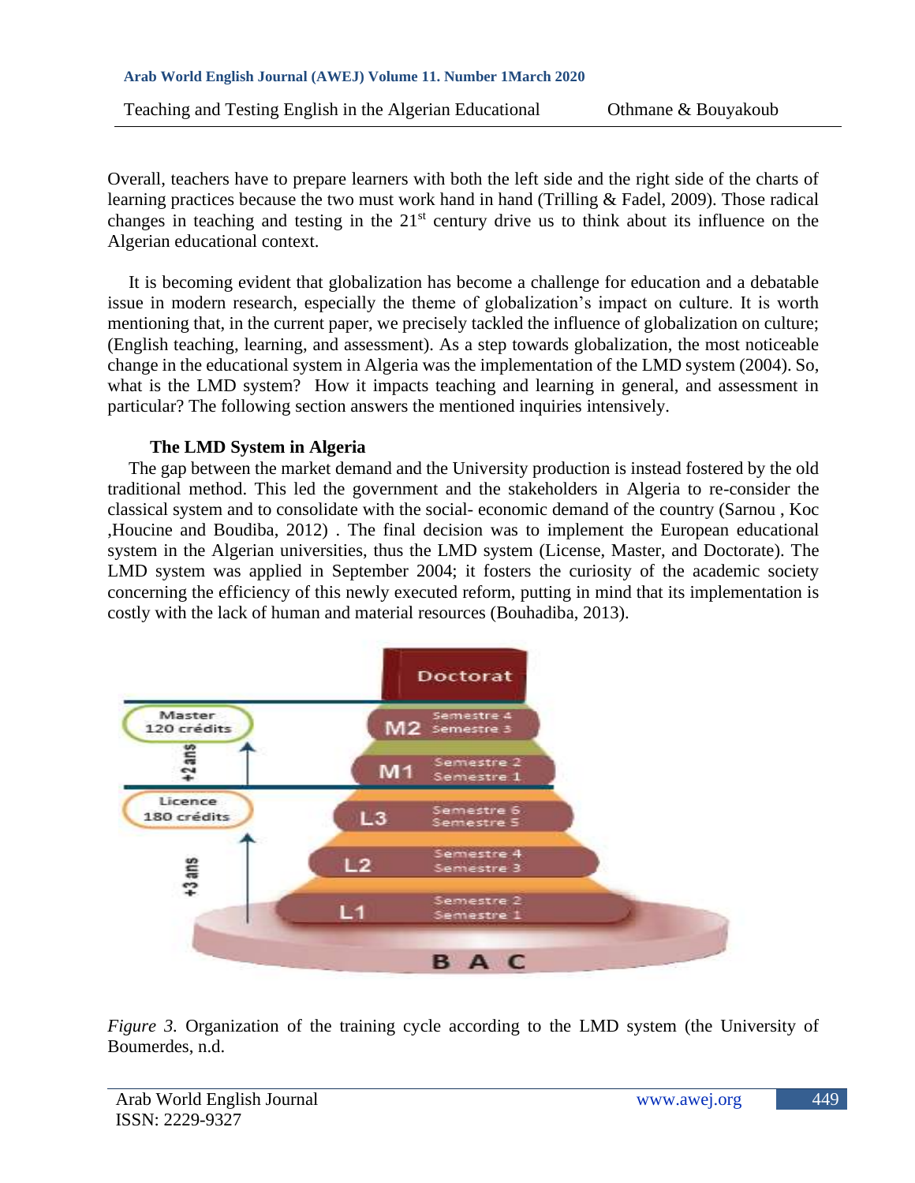Overall, teachers have to prepare learners with both the left side and the right side of the charts of learning practices because the two must work hand in hand (Trilling & Fadel, 2009). Those radical changes in teaching and testing in the 21st century drive us to think about its influence on the Algerian educational context.

It is becoming evident that globalization has become a challenge for education and a debatable issue in modern research, especially the theme of globalization's impact on culture. It is worth mentioning that, in the current paper, we precisely tackled the influence of globalization on culture; (English teaching, learning, and assessment). As a step towards globalization, the most noticeable change in the educational system in Algeria was the implementation of the LMD system (2004). So, what is the LMD system? How it impacts teaching and learning in general, and assessment in particular? The following section answers the mentioned inquiries intensively.

### The LMD System in Algeria

The gap between the market demand and the University production is instead fostered by the old traditional method. This led the government and the stakeholders in Algeria to re-consider the classical system and to consolidate with the social- economic demand of the country (Sarnou , Koc ,Houcine and Boudiba, 2012) . The final decision was to implement the European educational system in the Algerian universities, thus the LMD system (License, Master, and Doctorate). The LMD system was applied in September 2004; it fosters the curiosity of the academic society concerning the efficiency of this newly executed reform, putting in mind that its implementation is costly with the lack of human and material resources (Bouhadiba, 2013).

Doctorat

Master
120 crédits

+2 ans

M2 Semestre 4
Semestre 3

M1 Semestre 2
Semestre 1

Licence
180 crédits

+3 ans

L3 Semestre 6
Semestre 5

L2 Semestre 4
Semestre 3

L1 Semestre 2
Semestre 1

B A C

*Figure 3.* Organization of the training cycle according to the LMD system (the University of Boumerdes, n.d.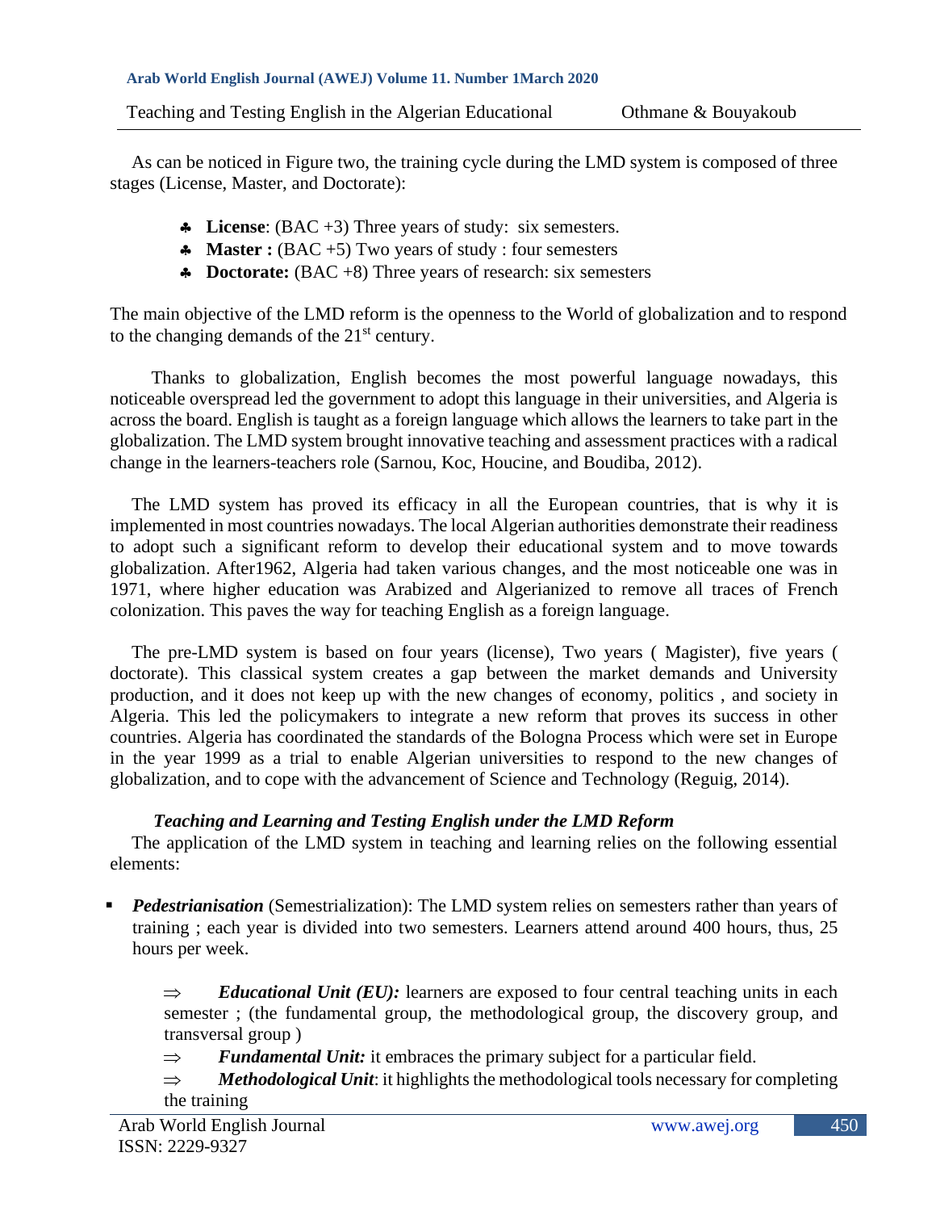As can be noticed in Figure two, the training cycle during the LMD system is composed of three stages (License, Master, and Doctorate):

- **License**: (BAC +3) Three years of study: six semesters.
- **Master :** (BAC +5) Two years of study : four semesters
- **Doctorate:** (BAC +8) Three years of research: six semesters

The main objective of the LMD reform is the openness to the World of globalization and to respond to the changing demands of the 21st century.

Thanks to globalization, English becomes the most powerful language nowadays, this noticeable overspread led the government to adopt this language in their universities, and Algeria is across the board. English is taught as a foreign language which allows the learners to take part in the globalization. The LMD system brought innovative teaching and assessment practices with a radical change in the learners-teachers role (Sarnou, Koc, Houcine, and Boudiba, 2012).

The LMD system has proved its efficacy in all the European countries, that is why it is implemented in most countries nowadays. The local Algerian authorities demonstrate their readiness to adopt such a significant reform to develop their educational system and to move towards globalization. After1962, Algeria had taken various changes, and the most noticeable one was in 1971, where higher education was Arabized and Algerianized to remove all traces of French colonization. This paves the way for teaching English as a foreign language.

The pre-LMD system is based on four years (license), Two years ( Magister), five years ( doctorate). This classical system creates a gap between the market demands and University production, and it does not keep up with the new changes of economy, politics , and society in Algeria. This led the policymakers to integrate a new reform that proves its success in other countries. Algeria has coordinated the standards of the Bologna Process which were set in Europe in the year 1999 as a trial to enable Algerian universities to respond to the new changes of globalization, and to cope with the advancement of Science and Technology (Reguig, 2014).

### *Teaching and Learning and Testing English under the LMD Reform*

The application of the LMD system in teaching and learning relies on the following essential elements:

- ***Pedestrianisation*** (Semestrialization): The LMD system relies on semesters rather than years of training ; each year is divided into two semesters. Learners attend around 400 hours, thus, 25 hours per week.

  ⇒ ***Educational Unit (EU):*** learners are exposed to four central teaching units in each semester ; (the fundamental group, the methodological group, the discovery group, and transversal group )

  ⇒ ***Fundamental Unit:*** it embraces the primary subject for a particular field.

  ⇒ ***Methodological Unit***: it highlights the methodological tools necessary for completing the training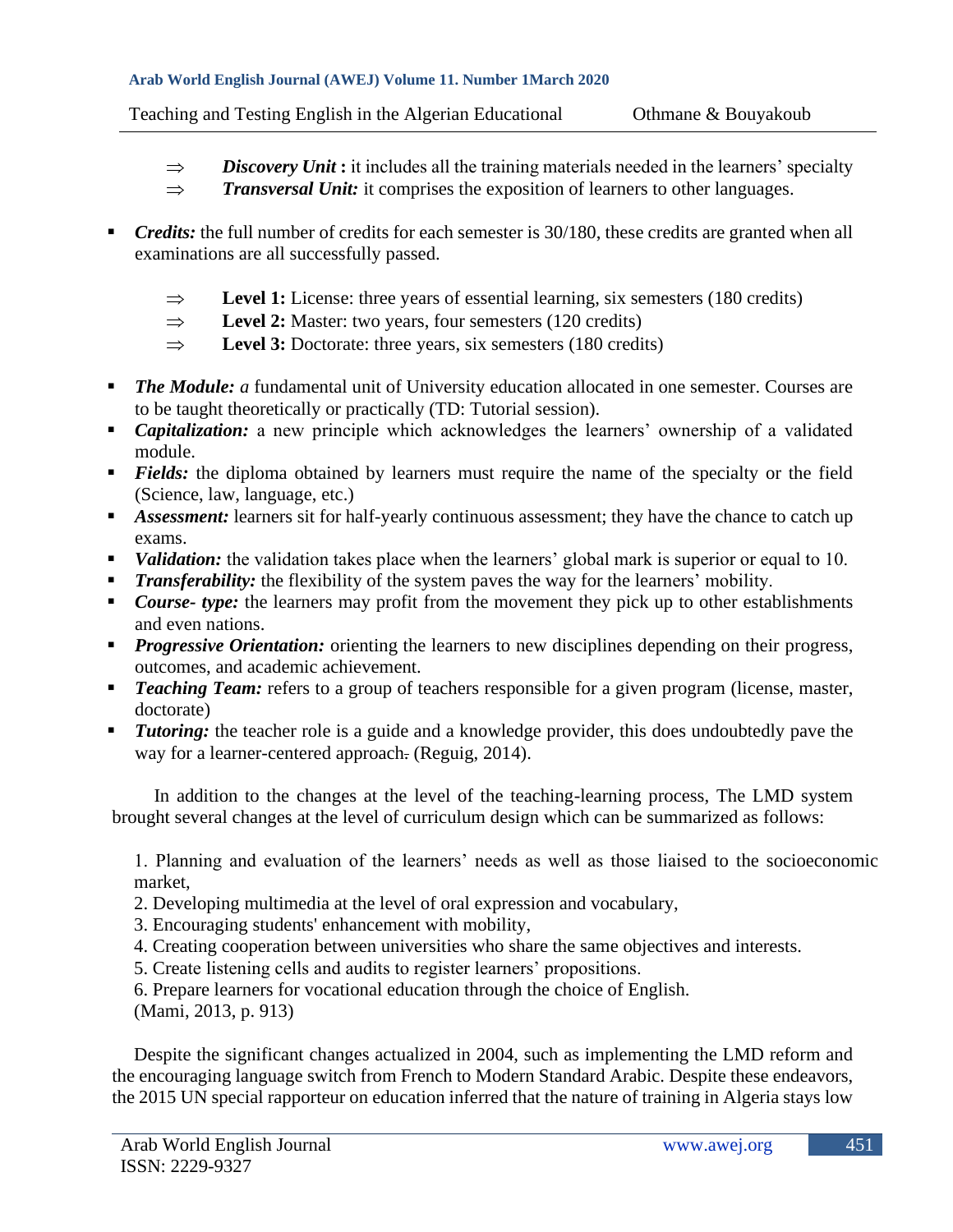- ⇒ ***Discovery Unit*** **:** it includes all the training materials needed in the learners' specialty
- ⇒ ***Transversal Unit:*** it comprises the exposition of learners to other languages.

- ***Credits:*** the full number of credits for each semester is 30/180, these credits are granted when all examinations are all successfully passed.
  - ⇒ **Level 1:** License: three years of essential learning, six semesters (180 credits)
  - ⇒ **Level 2:** Master: two years, four semesters (120 credits)
  - ⇒ **Level 3:** Doctorate: three years, six semesters (180 credits)
- ***The Module:*** *a* fundamental unit of University education allocated in one semester. Courses are to be taught theoretically or practically (TD: Tutorial session).
- ***Capitalization:*** a new principle which acknowledges the learners' ownership of a validated module.
- ***Fields:*** the diploma obtained by learners must require the name of the specialty or the field (Science, law, language, etc.)
- ***Assessment:*** learners sit for half-yearly continuous assessment; they have the chance to catch up exams.
- ***Validation:*** the validation takes place when the learners' global mark is superior or equal to 10.
- ***Transferability:*** the flexibility of the system paves the way for the learners' mobility.
- ***Course- type:*** the learners may profit from the movement they pick up to other establishments and even nations.
- ***Progressive Orientation:*** orienting the learners to new disciplines depending on their progress, outcomes, and academic achievement.
- ***Teaching Team:*** refers to a group of teachers responsible for a given program (license, master, doctorate)
- ***Tutoring:*** the teacher role is a guide and a knowledge provider, this does undoubtedly pave the way for a learner-centered approach. (Reguig, 2014).

In addition to the changes at the level of the teaching-learning process, The LMD system brought several changes at the level of curriculum design which can be summarized as follows:

1. Planning and evaluation of the learners' needs as well as those liaised to the socioeconomic market,
2. Developing multimedia at the level of oral expression and vocabulary,
3. Encouraging students' enhancement with mobility,
4. Creating cooperation between universities who share the same objectives and interests.
5. Create listening cells and audits to register learners' propositions.
6. Prepare learners for vocational education through the choice of English.

(Mami, 2013, p. 913)

Despite the significant changes actualized in 2004, such as implementing the LMD reform and the encouraging language switch from French to Modern Standard Arabic. Despite these endeavors, the 2015 UN special rapporteur on education inferred that the nature of training in Algeria stays low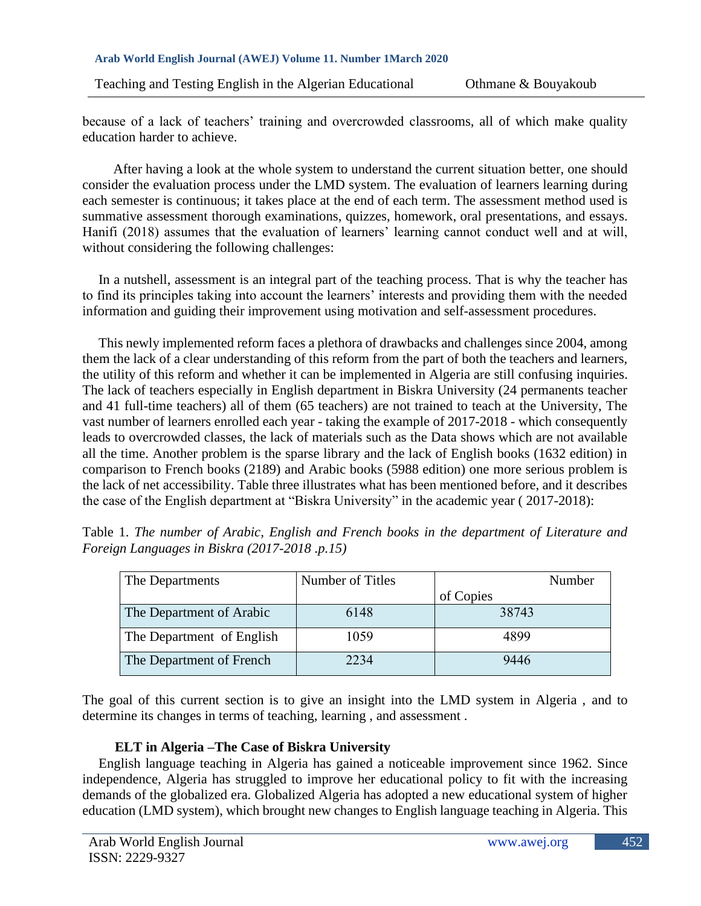because of a lack of teachers' training and overcrowded classrooms, all of which make quality education harder to achieve.

After having a look at the whole system to understand the current situation better, one should consider the evaluation process under the LMD system. The evaluation of learners learning during each semester is continuous; it takes place at the end of each term. The assessment method used is summative assessment thorough examinations, quizzes, homework, oral presentations, and essays. Hanifi (2018) assumes that the evaluation of learners' learning cannot conduct well and at will, without considering the following challenges:

In a nutshell, assessment is an integral part of the teaching process. That is why the teacher has to find its principles taking into account the learners' interests and providing them with the needed information and guiding their improvement using motivation and self-assessment procedures.

This newly implemented reform faces a plethora of drawbacks and challenges since 2004, among them the lack of a clear understanding of this reform from the part of both the teachers and learners, the utility of this reform and whether it can be implemented in Algeria are still confusing inquiries. The lack of teachers especially in English department in Biskra University (24 permanents teacher and 41 full-time teachers) all of them (65 teachers) are not trained to teach at the University, The vast number of learners enrolled each year - taking the example of 2017-2018 - which consequently leads to overcrowded classes, the lack of materials such as the Data shows which are not available all the time. Another problem is the sparse library and the lack of English books (1632 edition) in comparison to French books (2189) and Arabic books (5988 edition) one more serious problem is the lack of net accessibility. Table three illustrates what has been mentioned before, and it describes the case of the English department at "Biskra University" in the academic year ( 2017-2018):

Table 1. *The number of Arabic, English and French books in the department of Literature and Foreign Languages in Biskra (2017-2018 .p.15)*

| The Departments | Number of Titles | Number of Copies |
|---|---|---|
| The Department of Arabic | 6148 | 38743 |
| The Department of English | 1059 | 4899 |
| The Department of French | 2234 | 9446 |

The goal of this current section is to give an insight into the LMD system in Algeria , and to determine its changes in terms of teaching, learning , and assessment .

### ELT in Algeria –The Case of Biskra University

English language teaching in Algeria has gained a noticeable improvement since 1962. Since independence, Algeria has struggled to improve her educational policy to fit with the increasing demands of the globalized era. Globalized Algeria has adopted a new educational system of higher education (LMD system), which brought new changes to English language teaching in Algeria. This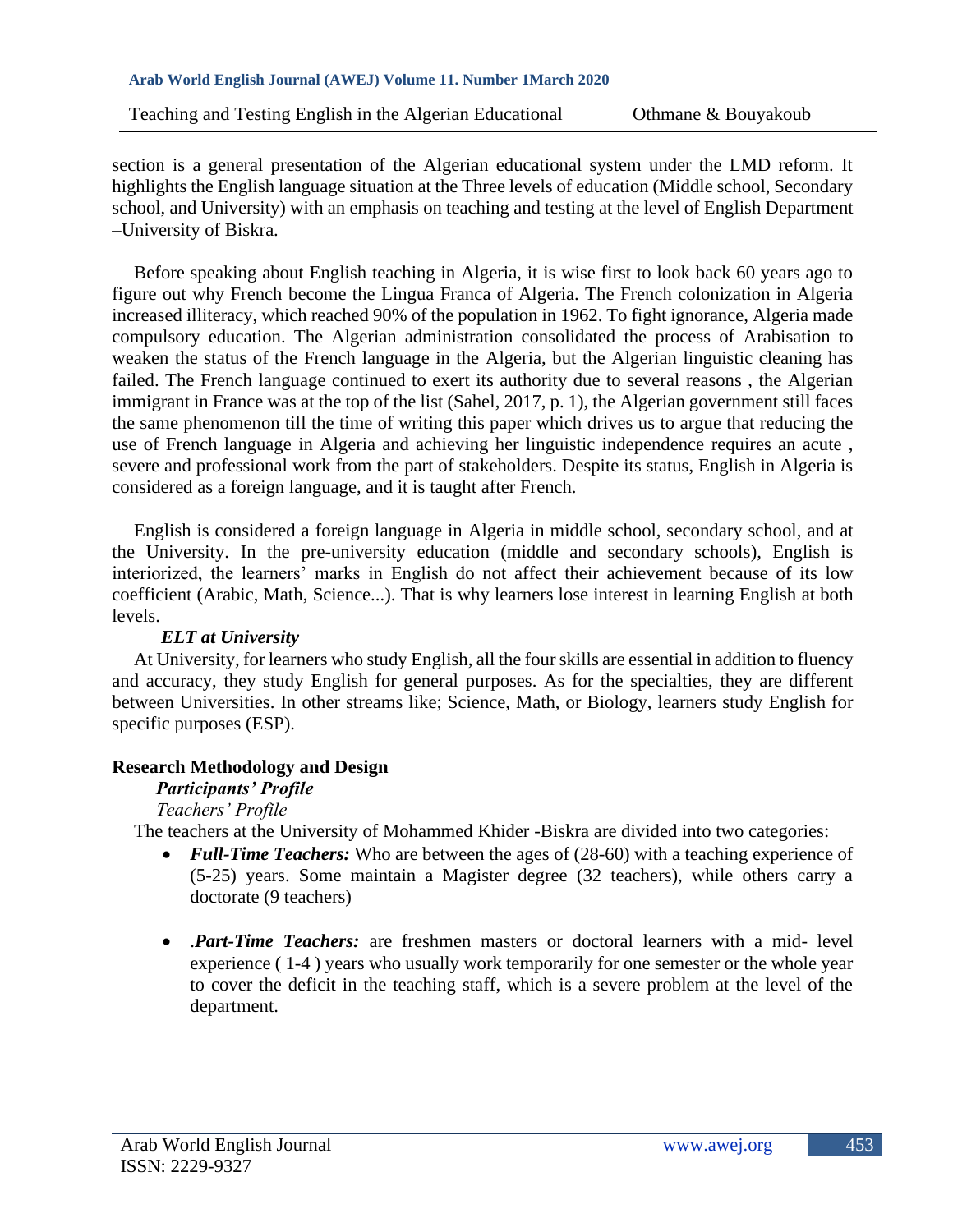section is a general presentation of the Algerian educational system under the LMD reform. It highlights the English language situation at the Three levels of education (Middle school, Secondary school, and University) with an emphasis on teaching and testing at the level of English Department –University of Biskra.

Before speaking about English teaching in Algeria, it is wise first to look back 60 years ago to figure out why French become the Lingua Franca of Algeria. The French colonization in Algeria increased illiteracy, which reached 90% of the population in 1962. To fight ignorance, Algeria made compulsory education. The Algerian administration consolidated the process of Arabisation to weaken the status of the French language in the Algeria, but the Algerian linguistic cleaning has failed. The French language continued to exert its authority due to several reasons , the Algerian immigrant in France was at the top of the list (Sahel, 2017, p. 1), the Algerian government still faces the same phenomenon till the time of writing this paper which drives us to argue that reducing the use of French language in Algeria and achieving her linguistic independence requires an acute , severe and professional work from the part of stakeholders. Despite its status, English in Algeria is considered as a foreign language, and it is taught after French.

English is considered a foreign language in Algeria in middle school, secondary school, and at the University. In the pre-university education (middle and secondary schools), English is interiorized, the learners' marks in English do not affect their achievement because of its low coefficient (Arabic, Math, Science...). That is why learners lose interest in learning English at both levels.

### *ELT at University*

At University, for learners who study English, all the four skills are essential in addition to fluency and accuracy, they study English for general purposes. As for the specialties, they are different between Universities. In other streams like; Science, Math, or Biology, learners study English for specific purposes (ESP).

## Research Methodology and Design

### *Participants' Profile*

#### *Teachers' Profile*

The teachers at the University of Mohammed Khider -Biskra are divided into two categories:

- ***Full-Time Teachers:*** Who are between the ages of (28-60) with a teaching experience of (5-25) years. Some maintain a Magister degree (32 teachers), while others carry a doctorate (9 teachers)
- .***Part-Time Teachers:*** are freshmen masters or doctoral learners with a mid- level experience ( 1-4 ) years who usually work temporarily for one semester or the whole year to cover the deficit in the teaching staff, which is a severe problem at the level of the department.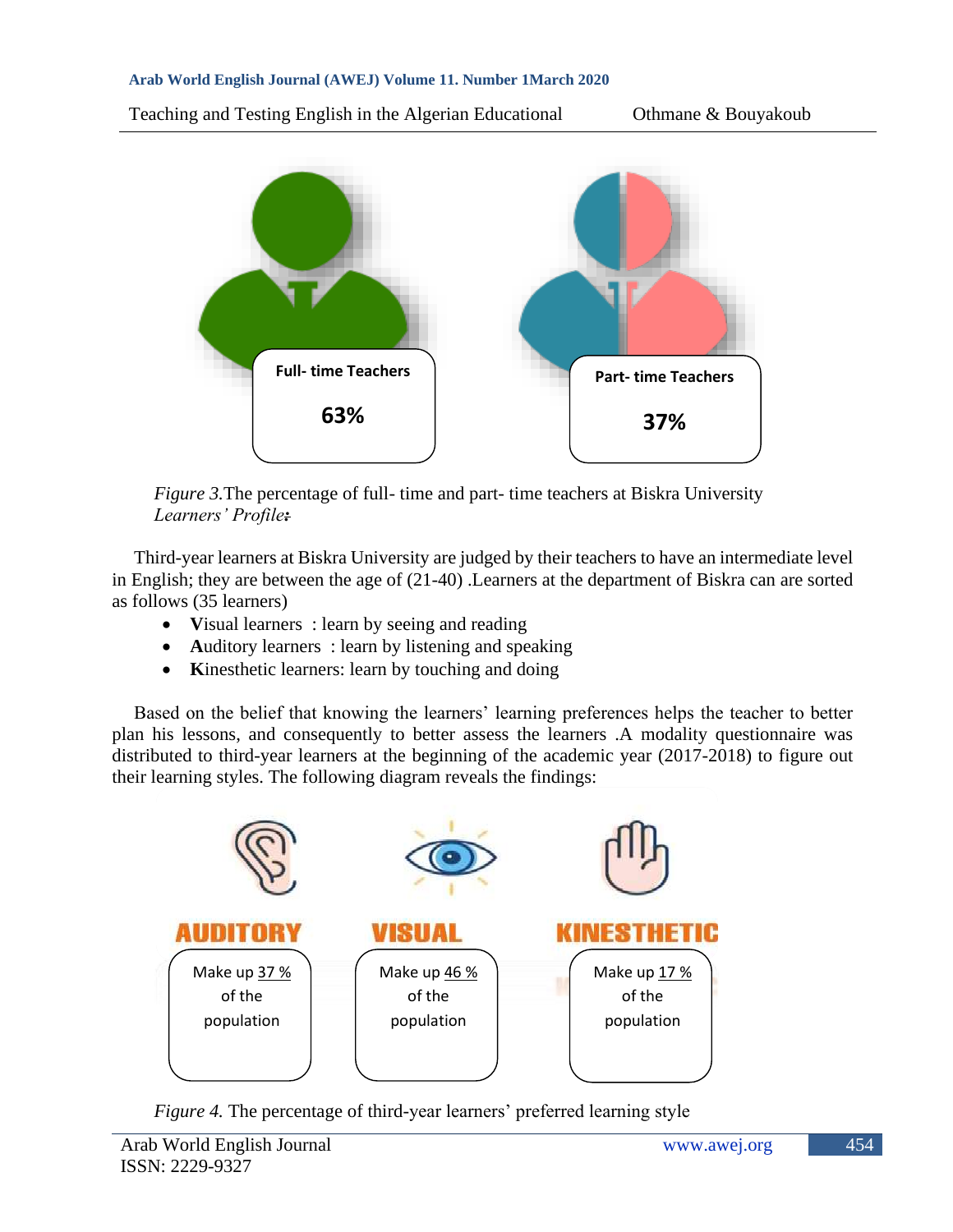Full- time Teachers

63%

Part- time Teachers

37%

*Figure 3.*The percentage of full- time and part- time teachers at Biskra University

*Learners' Profile:*

Third-year learners at Biskra University are judged by their teachers to have an intermediate level in English; they are between the age of (21-40) .Learners at the department of Biskra can are sorted as follows (35 learners)

- **V**isual learners : learn by seeing and reading
- **A**uditory learners : learn by listening and speaking
- **K**inesthetic learners: learn by touching and doing

Based on the belief that knowing the learners' learning preferences helps the teacher to better plan his lessons, and consequently to better assess the learners .A modality questionnaire was distributed to third-year learners at the beginning of the academic year (2017-2018) to figure out their learning styles. The following diagram reveals the findings:

AUDITORY

Make up 37 % of the population

VISUAL

Make up 46 % of the population

KINESTHETIC

Make up 17 % of the population

*Figure 4.* The percentage of third-year learners' preferred learning style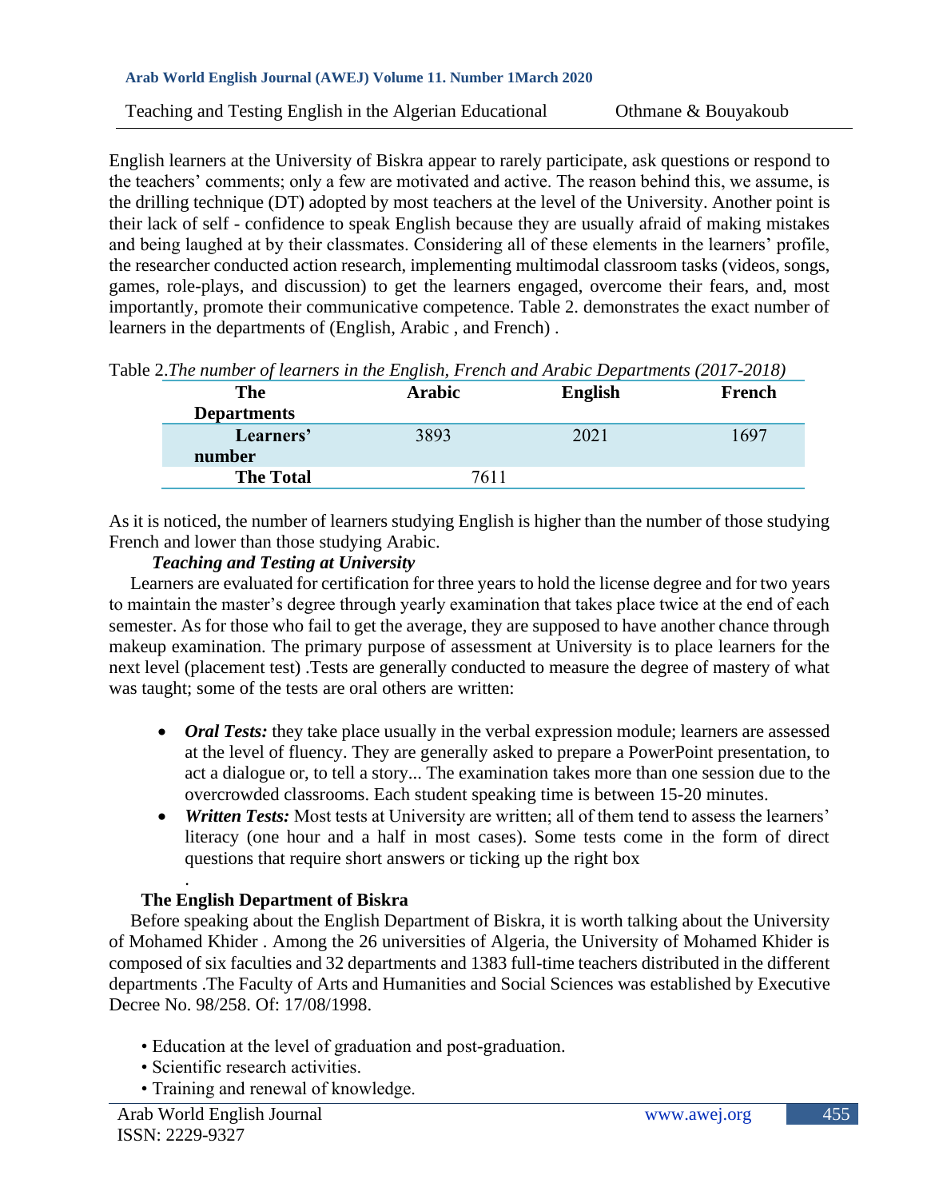English learners at the University of Biskra appear to rarely participate, ask questions or respond to the teachers' comments; only a few are motivated and active. The reason behind this, we assume, is the drilling technique (DT) adopted by most teachers at the level of the University. Another point is their lack of self - confidence to speak English because they are usually afraid of making mistakes and being laughed at by their classmates. Considering all of these elements in the learners' profile, the researcher conducted action research, implementing multimodal classroom tasks (videos, songs, games, role-plays, and discussion) to get the learners engaged, overcome their fears, and, most importantly, promote their communicative competence. Table 2. demonstrates the exact number of learners in the departments of (English, Arabic , and French) .

Table 2.*The number of learners in the English, French and Arabic Departments (2017-2018)*

| The Departments | Arabic | English | French |
|---|---|---|---|
| Learners' number | 3893 | 2021 | 1697 |
| The Total | 7611 | | |

As it is noticed, the number of learners studying English is higher than the number of those studying French and lower than those studying Arabic.

***Teaching and Testing at University***

Learners are evaluated for certification for three years to hold the license degree and for two years to maintain the master's degree through yearly examination that takes place twice at the end of each semester. As for those who fail to get the average, they are supposed to have another chance through makeup examination. The primary purpose of assessment at University is to place learners for the next level (placement test) .Tests are generally conducted to measure the degree of mastery of what was taught; some of the tests are oral others are written:

- ***Oral Tests:*** they take place usually in the verbal expression module; learners are assessed at the level of fluency. They are generally asked to prepare a PowerPoint presentation, to act a dialogue or, to tell a story... The examination takes more than one session due to the overcrowded classrooms. Each student speaking time is between 15-20 minutes.
- ***Written Tests:*** Most tests at University are written; all of them tend to assess the learners' literacy (one hour and a half in most cases). Some tests come in the form of direct questions that require short answers or ticking up the right box

.

**The English Department of Biskra**

Before speaking about the English Department of Biskra, it is worth talking about the University of Mohamed Khider . Among the 26 universities of Algeria, the University of Mohamed Khider is composed of six faculties and 32 departments and 1383 full-time teachers distributed in the different departments .The Faculty of Arts and Humanities and Social Sciences was established by Executive Decree No. 98/258. Of: 17/08/1998.

- Education at the level of graduation and post-graduation.
- Scientific research activities.
- Training and renewal of knowledge.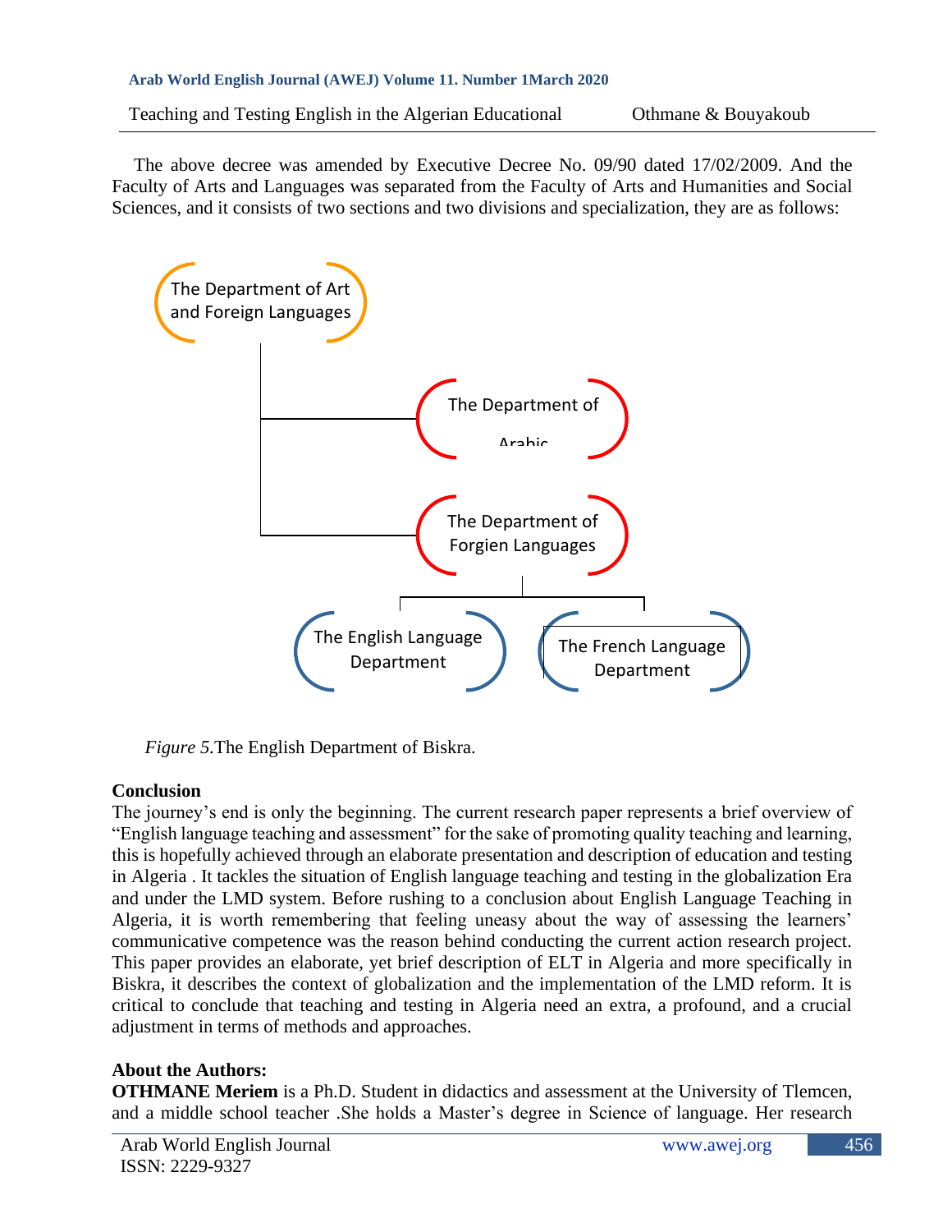The above decree was amended by Executive Decree No. 09/90 dated 17/02/2009. And the Faculty of Arts and Languages was separated from the Faculty of Arts and Humanities and Social Sciences, and it consists of two sections and two divisions and specialization, they are as follows:

The Department of Art and Foreign Languages

The Department of Arabic

The Department of Forgien Languages

The English Language Department

The French Language Department

*Figure 5.*The English Department of Biskra.

**Conclusion**

The journey's end is only the beginning. The current research paper represents a brief overview of "English language teaching and assessment" for the sake of promoting quality teaching and learning, this is hopefully achieved through an elaborate presentation and description of education and testing in Algeria . It tackles the situation of English language teaching and testing in the globalization Era and under the LMD system. Before rushing to a conclusion about English Language Teaching in Algeria, it is worth remembering that feeling uneasy about the way of assessing the learners' communicative competence was the reason behind conducting the current action research project. This paper provides an elaborate, yet brief description of ELT in Algeria and more specifically in Biskra, it describes the context of globalization and the implementation of the LMD reform. It is critical to conclude that teaching and testing in Algeria need an extra, a profound, and a crucial adjustment in terms of methods and approaches.

**About the Authors:**

**OTHMANE Meriem** is a Ph.D. Student in didactics and assessment at the University of Tlemcen, and a middle school teacher .She holds a Master's degree in Science of language. Her research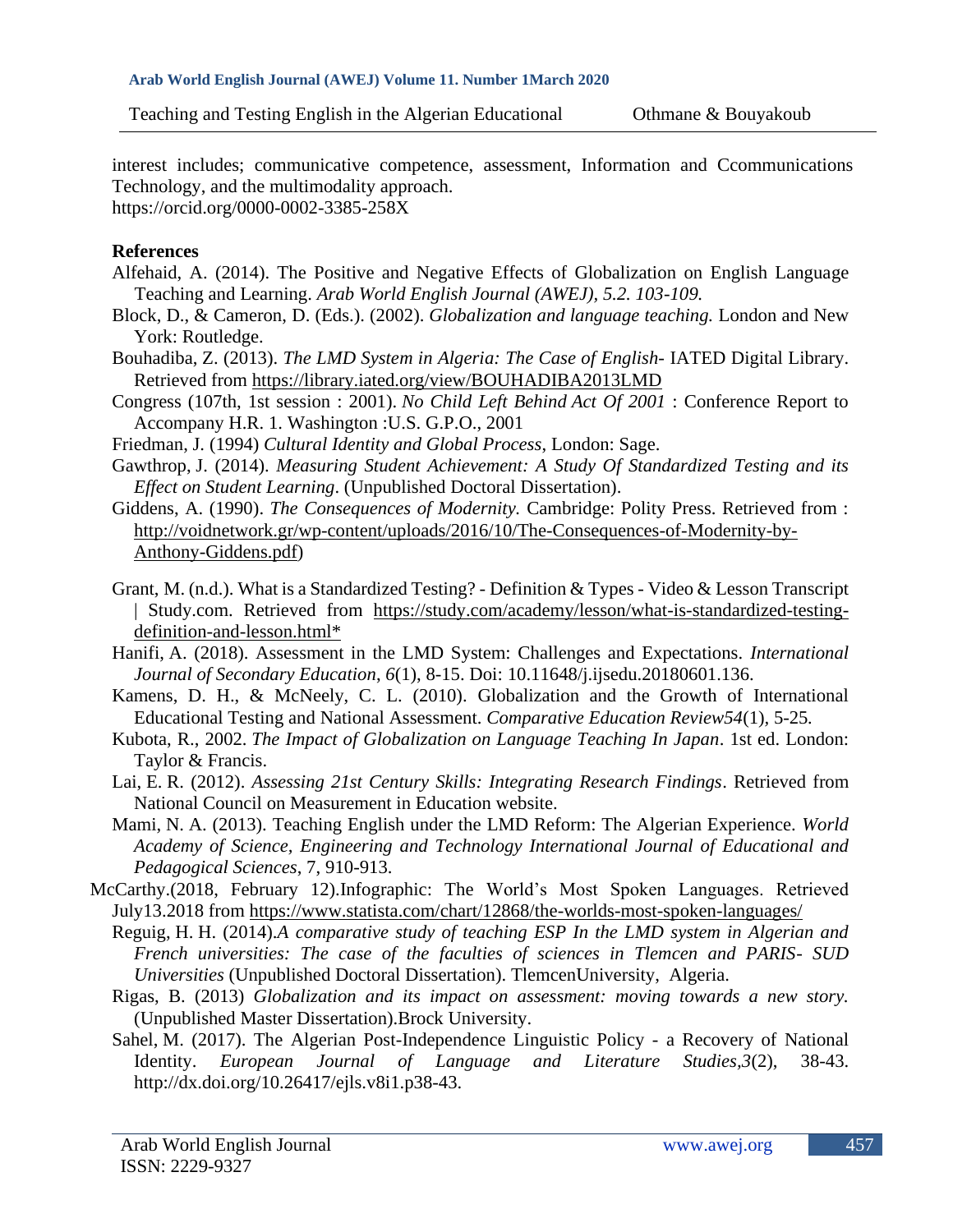interest includes; communicative competence, assessment, Information and Ccommunications Technology, and the multimodality approach.
https://orcid.org/0000-0002-3385-258X

## References

Alfehaid, A. (2014). The Positive and Negative Effects of Globalization on English Language Teaching and Learning. *Arab World English Journal (AWEJ), 5.2. 103-109.*

Block, D., & Cameron, D. (Eds.). (2002). *Globalization and language teaching.* London and New York: Routledge.

Bouhadiba, Z. (2013). *The LMD System in Algeria: The Case of English*- IATED Digital Library. Retrieved from https://library.iated.org/view/BOUHADIBA2013LMD

Congress (107th, 1st session : 2001). *No Child Left Behind Act Of 2001* : Conference Report to Accompany H.R. 1. Washington :U.S. G.P.O., 2001

Friedman, J. (1994) *Cultural Identity and Global Process*, London: Sage.

Gawthrop, J. (2014). *Measuring Student Achievement: A Study Of Standardized Testing and its Effect on Student Learning*. (Unpublished Doctoral Dissertation).

Giddens, A. (1990). *The Consequences of Modernity.* Cambridge: Polity Press. Retrieved from : http://voidnetwork.gr/wp-content/uploads/2016/10/The-Consequences-of-Modernity-by-Anthony-Giddens.pdf)

Grant, M. (n.d.). What is a Standardized Testing? - Definition & Types - Video & Lesson Transcript | Study.com. Retrieved from https://study.com/academy/lesson/what-is-standardized-testing-definition-and-lesson.html*

Hanifi, A. (2018). Assessment in the LMD System: Challenges and Expectations. *International Journal of Secondary Education*, *6*(1), 8-15. Doi: 10.11648/j.ijsedu.20180601.136.

Kamens, D. H., & McNeely, C. L. (2010). Globalization and the Growth of International Educational Testing and National Assessment. *Comparative Education Review54*(1), 5-25*.*

Kubota, R., 2002. *The Impact of Globalization on Language Teaching In Japan*. 1st ed. London: Taylor & Francis.

Lai, E. R. (2012). *Assessing 21st Century Skills: Integrating Research Findings*. Retrieved from National Council on Measurement in Education website.

Mami, N. A. (2013). Teaching English under the LMD Reform: The Algerian Experience. *World Academy of Science, Engineering and Technology International Journal of Educational and Pedagogical Sciences*, 7, 910-913.

McCarthy.(2018, February 12).Infographic: The World's Most Spoken Languages. Retrieved July13.2018 from https://www.statista.com/chart/12868/the-worlds-most-spoken-languages/

Reguig, H. H. (2014).*A comparative study of teaching ESP In the LMD system in Algerian and French universities: The case of the faculties of sciences in Tlemcen and PARIS- SUD Universities* (Unpublished Doctoral Dissertation). TlemcenUniversity, Algeria.

Rigas, B. (2013) *Globalization and its impact on assessment: moving towards a new story.* (Unpublished Master Dissertation).Brock University.

Sahel, M. (2017). The Algerian Post-Independence Linguistic Policy - a Recovery of National Identity. *European Journal of Language and Literature Studies*,*3*(2), 38-43. http://dx.doi.org/10.26417/ejls.v8i1.p38-43.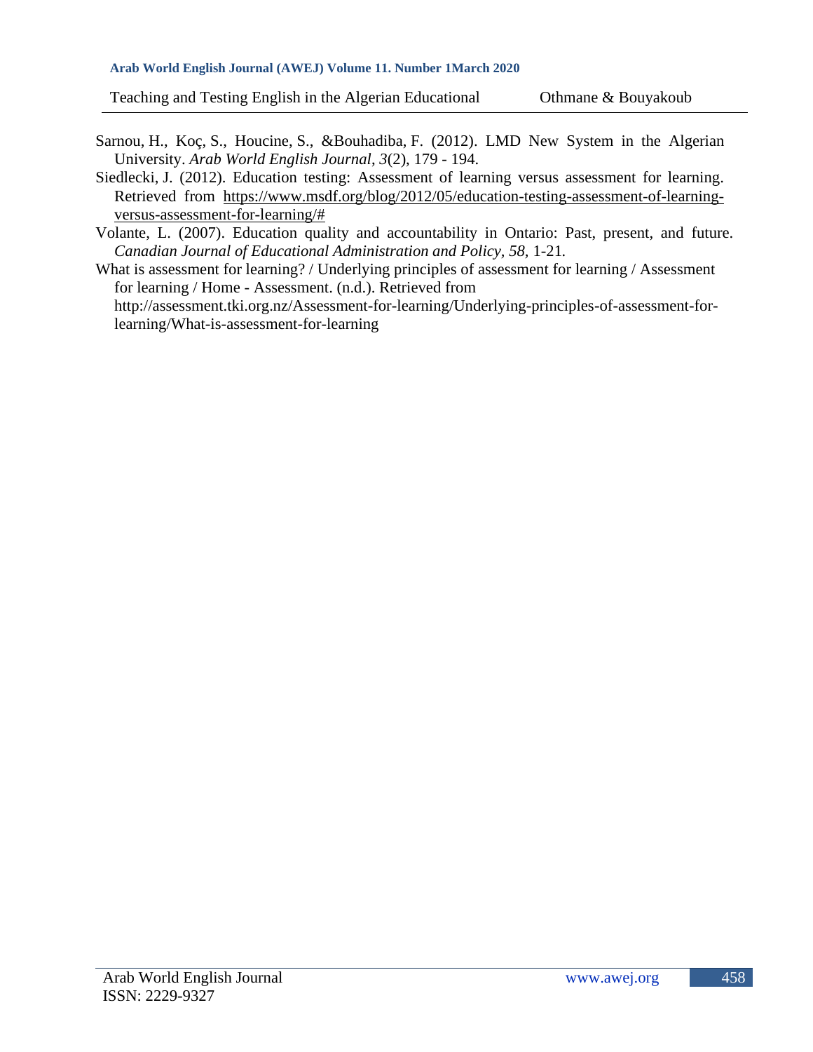Sarnou, H., Koç, S., Houcine, S., &Bouhadiba, F. (2012). LMD New System in the Algerian University. *Arab World English Journal*, *3*(2), 179 - 194.

Siedlecki, J. (2012). Education testing: Assessment of learning versus assessment for learning. Retrieved from https://www.msdf.org/blog/2012/05/education-testing-assessment-of-learning-versus-assessment-for-learning/#

Volante, L. (2007). Education quality and accountability in Ontario: Past, present, and future. *Canadian Journal of Educational Administration and Policy, 58*, 1-21.

What is assessment for learning? / Underlying principles of assessment for learning / Assessment for learning / Home - Assessment. (n.d.). Retrieved from http://assessment.tki.org.nz/Assessment-for-learning/Underlying-principles-of-assessment-for-learning/What-is-assessment-for-learning